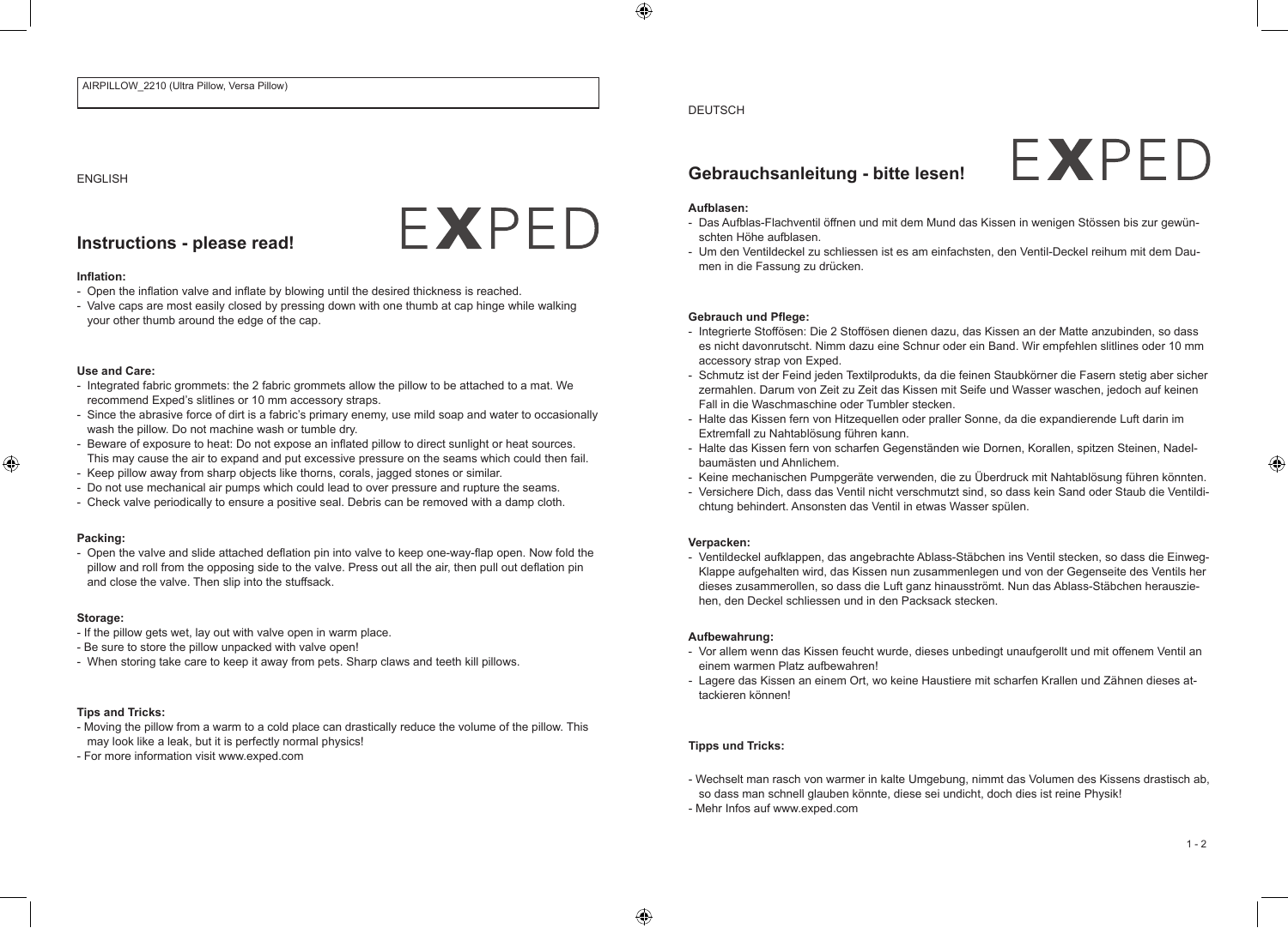AIRPILLOW_2210 (Ultra Pillow, Versa Pillow)

ENGLISH

EXPED

## Instructions - please read!

**Inflation:**

- Open the inflation valve and inflate by blowing until the desired thickness is reached.
- Valve caps are most easily closed by pressing down with one thumb at cap hinge while walking your other thumb around the edge of the cap.

**Use and Care:**

- Integrated fabric grommets: the 2 fabric grommets allow the pillow to be attached to a mat. We recommend Exped's slitlines or 10 mm accessory straps.
- Since the abrasive force of dirt is a fabric's primary enemy, use mild soap and water to occasionally wash the pillow. Do not machine wash or tumble dry.
- Beware of exposure to heat: Do not expose an inflated pillow to direct sunlight or heat sources. This may cause the air to expand and put excessive pressure on the seams which could then fail.
- Keep pillow away from sharp objects like thorns, corals, jagged stones or similar.
- Do not use mechanical air pumps which could lead to over pressure and rupture the seams.
- Check valve periodically to ensure a positive seal. Debris can be removed with a damp cloth.

**Packing:**

- Open the valve and slide attached deflation pin into valve to keep one-way-flap open. Now fold the pillow and roll from the opposing side to the valve. Press out all the air, then pull out deflation pin and close the valve. Then slip into the stuffsack.

**Storage:**

- If the pillow gets wet, lay out with valve open in warm place.
- Be sure to store the pillow unpacked with valve open!
- When storing take care to keep it away from pets. Sharp claws and teeth kill pillows.

**Tips and Tricks:**

- Moving the pillow from a warm to a cold place can drastically reduce the volume of the pillow. This may look like a leak, but it is perfectly normal physics!
- For more information visit www.exped.com

DEUTSCH

EXPED

## Gebrauchsanleitung - bitte lesen!

**Aufblasen:**

- Das Aufblas-Flachventil öffnen und mit dem Mund das Kissen in wenigen Stössen bis zur gewünschten Höhe aufblasen.
- Um den Ventildeckel zu schliessen ist es am einfachsten, den Ventil-Deckel reihum mit dem Daumen in die Fassung zu drücken.

**Gebrauch und Pflege:**

- Integrierte Stoffösen: Die 2 Stoffösen dienen dazu, das Kissen an der Matte anzubinden, so dass es nicht davonrutscht. Nimm dazu eine Schnur oder ein Band. Wir empfehlen slitlines oder 10 mm accessory strap von Exped.
- Schmutz ist der Feind jeden Textilprodukts, da die feinen Staubkörner die Fasern stetig aber sicher zermahlen. Darum von Zeit zu Zeit das Kissen mit Seife und Wasser waschen, jedoch auf keinen Fall in die Waschmaschine oder Tumbler stecken.
- Halte das Kissen fern von Hitzequellen oder praller Sonne, da die expandierende Luft darin im Extremfall zu Nahtablösung führen kann.
- Halte das Kissen fern von scharfen Gegenständen wie Dornen, Korallen, spitzen Steinen, Nadelbaumästen und Ahnlichem.
- Keine mechanischen Pumpgeräte verwenden, die zu Überdruck mit Nahtablösung führen könnten.
- Versichere Dich, dass das Ventil nicht verschmutzt sind, so dass kein Sand oder Staub die Ventildichtung behindert. Ansonsten das Ventil in etwas Wasser spülen.

**Verpacken:**

- Ventildeckel aufklappen, das angebrachte Ablass-Stäbchen ins Ventil stecken, so dass die Einweg-Klappe aufgehalten wird, das Kissen nun zusammenlegen und von der Gegenseite des Ventils her dieses zusammerollen, so dass die Luft ganz hinausströmt. Nun das Ablass-Stäbchen herausziehen, den Deckel schliessen und in den Packsack stecken.

**Aufbewahrung:**

- Vor allem wenn das Kissen feucht wurde, dieses unbedingt unaufgerollt und mit offenem Ventil an einem warmen Platz aufbewahren!
- Lagere das Kissen an einem Ort, wo keine Haustiere mit scharfen Krallen und Zähnen dieses attackieren können!

**Tipps und Tricks:**

- Wechselt man rasch von warmer in kalte Umgebung, nimmt das Volumen des Kissens drastisch ab, so dass man schnell glauben könnte, diese sei undicht, doch dies ist reine Physik!
- Mehr Infos auf www.exped.com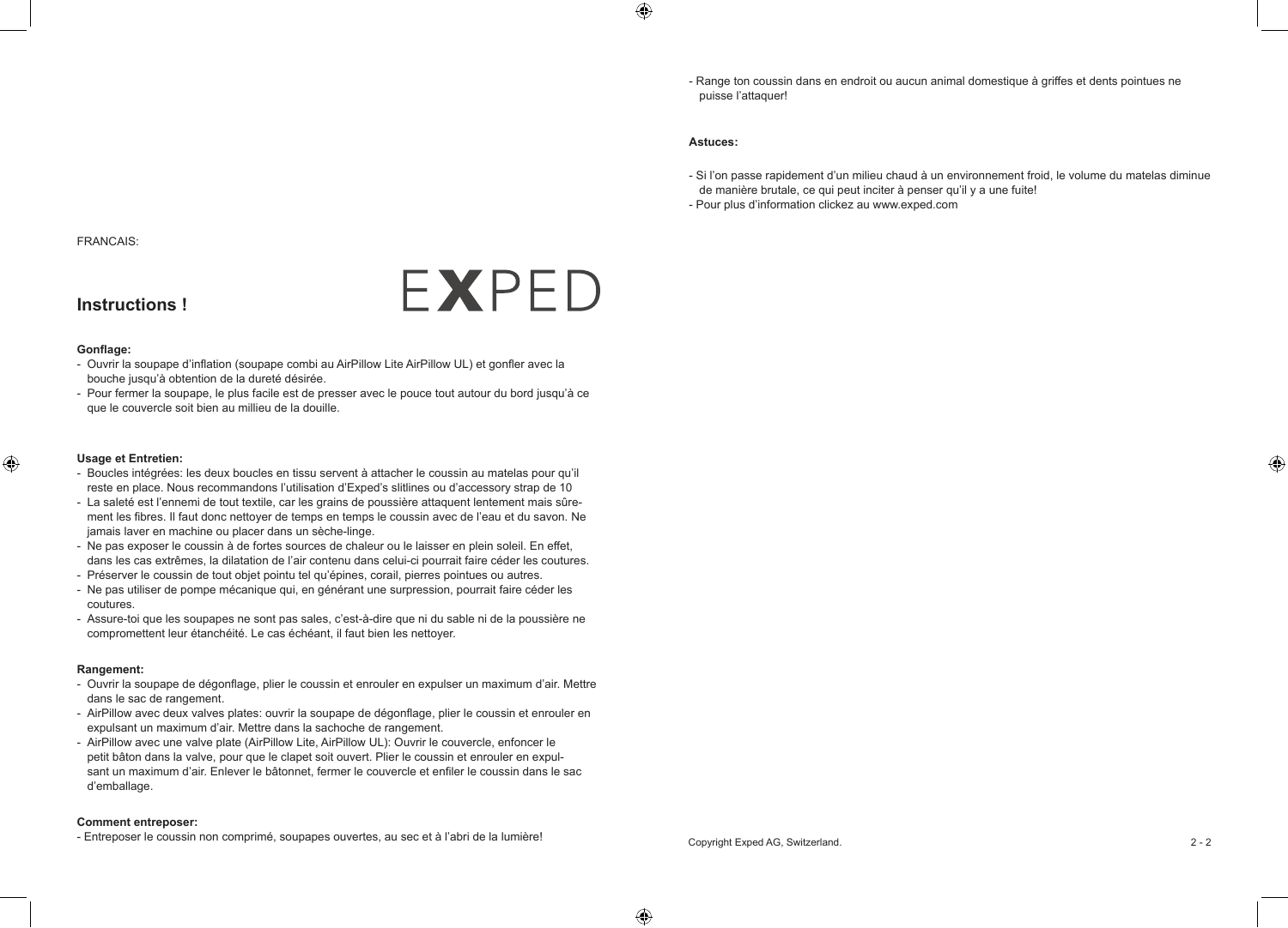FRANCAIS:

# Instructions !

EXPED

**Gonflage:**

- Ouvrir la soupape d'inflation (soupape combi au AirPillow Lite AirPillow UL) et gonfler avec la bouche jusqu'à obtention de la dureté désirée.
- Pour fermer la soupape, le plus facile est de presser avec le pouce tout autour du bord jusqu'à ce que le couvercle soit bien au millieu de la douille.

**Usage et Entretien:**

- Boucles intégrées: les deux boucles en tissu servent à attacher le coussin au matelas pour qu'il reste en place. Nous recommandons l'utilisation d'Exped's slitlines ou d'accessory strap de 10
- La saleté est l'ennemi de tout textile, car les grains de poussière attaquent lentement mais sûrement les fibres. Il faut donc nettoyer de temps en temps le coussin avec de l'eau et du savon. Ne jamais laver en machine ou placer dans un sèche-linge.
- Ne pas exposer le coussin à de fortes sources de chaleur ou le laisser en plein soleil. En effet, dans les cas extrêmes, la dilatation de l'air contenu dans celui-ci pourrait faire céder les coutures.
- Préserver le coussin de tout objet pointu tel qu'épines, corail, pierres pointues ou autres.
- Ne pas utiliser de pompe mécanique qui, en générant une surpression, pourrait faire céder les coutures.
- Assure-toi que les soupapes ne sont pas sales, c'est-à-dire que ni du sable ni de la poussière ne compromettent leur étanchéité. Le cas échéant, il faut bien les nettoyer.

**Rangement:**

- Ouvrir la soupape de dégonflage, plier le coussin et enrouler en expulser un maximum d'air. Mettre dans le sac de rangement.
- AirPillow avec deux valves plates: ouvrir la soupape de dégonflage, plier le coussin et enrouler en expulsant un maximum d'air. Mettre dans la sachoche de rangement.
- AirPillow avec une valve plate (AirPillow Lite, AirPillow UL): Ouvrir le couvercle, enfoncer le petit bâton dans la valve, pour que le clapet soit ouvert. Plier le coussin et enrouler en expulsant un maximum d'air. Enlever le bâtonnet, fermer le couvercle et enfiler le coussin dans le sac d'emballage.

**Comment entreposer:**

- Entreposer le coussin non comprimé, soupapes ouvertes, au sec et à l'abri de la lumière!
- Range ton coussin dans en endroit ou aucun animal domestique à griffes et dents pointues ne puisse l'attaquer!

**Astuces:**

- Si l'on passe rapidement d'un milieu chaud à un environnement froid, le volume du matelas diminue de manière brutale, ce qui peut inciter à penser qu'il y a une fuite!
- Pour plus d'information clickez au www.exped.com

Copyright Exped AG, Switzerland.